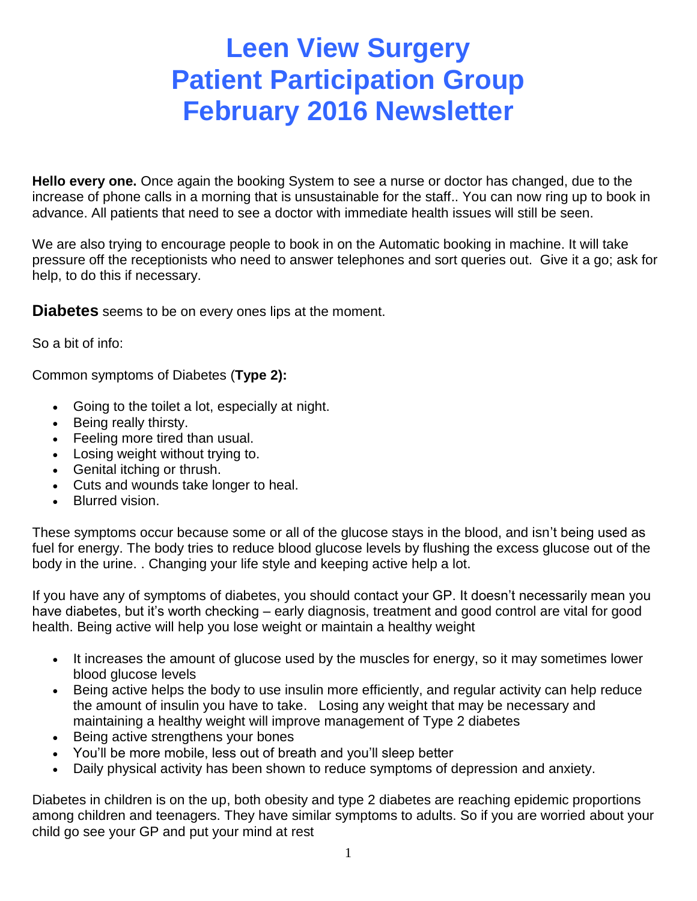# Leen View Surgery
# Patient Participation Group
# February 2016 Newsletter

**Hello every one.** Once again the booking System to see a nurse or doctor has changed, due to the increase of phone calls in a morning that is unsustainable for the staff.. You can now ring up to book in advance. All patients that need to see a doctor with immediate health issues will still be seen.

We are also trying to encourage people to book in on the Automatic booking in machine. It will take pressure off the receptionists who need to answer telephones and sort queries out. Give it a go; ask for help, to do this if necessary.

**Diabetes** seems to be on every ones lips at the moment.

So a bit of info:

Common symptoms of Diabetes (**Type 2):**

- Going to the toilet a lot, especially at night.
- Being really thirsty.
- Feeling more tired than usual.
- Losing weight without trying to.
- Genital itching or thrush.
- Cuts and wounds take longer to heal.
- Blurred vision.

These symptoms occur because some or all of the glucose stays in the blood, and isn't being used as fuel for energy. The body tries to reduce blood glucose levels by flushing the excess glucose out of the body in the urine. . Changing your life style and keeping active help a lot.

If you have any of symptoms of diabetes, you should contact your GP. It doesn't necessarily mean you have diabetes, but it's worth checking – early diagnosis, treatment and good control are vital for good health. Being active will help you lose weight or maintain a healthy weight

- It increases the amount of glucose used by the muscles for energy, so it may sometimes lower blood glucose levels
- Being active helps the body to use insulin more efficiently, and regular activity can help reduce the amount of insulin you have to take. Losing any weight that may be necessary and maintaining a healthy weight will improve management of Type 2 diabetes
- Being active strengthens your bones
- You'll be more mobile, less out of breath and you'll sleep better
- Daily physical activity has been shown to reduce symptoms of depression and anxiety.

Diabetes in children is on the up, both obesity and type 2 diabetes are reaching epidemic proportions among children and teenagers. They have similar symptoms to adults. So if you are worried about your child go see your GP and put your mind at rest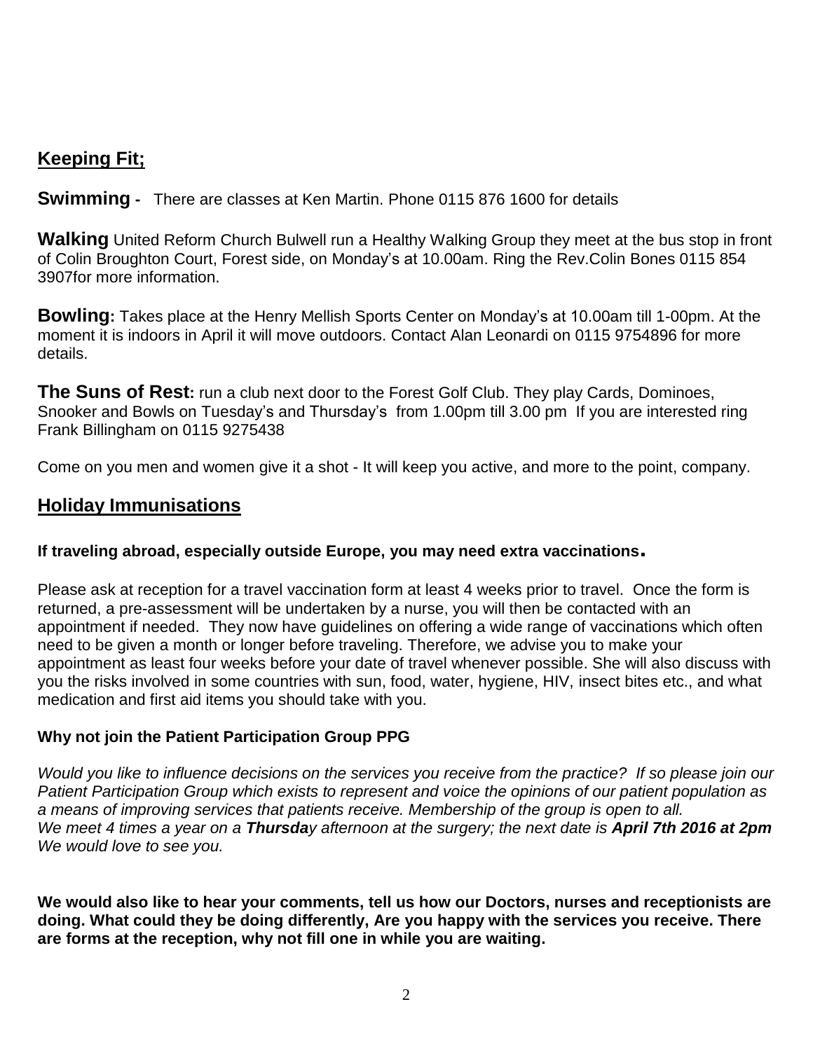## Keeping Fit;

**Swimming -** There are classes at Ken Martin. Phone 0115 876 1600 for details

**Walking** United Reform Church Bulwell run a Healthy Walking Group they meet at the bus stop in front of Colin Broughton Court, Forest side, on Monday's at 10.00am. Ring the Rev.Colin Bones 0115 854 3907for more information.

**Bowling:** Takes place at the Henry Mellish Sports Center on Monday's at 10.00am till 1-00pm. At the moment it is indoors in April it will move outdoors. Contact Alan Leonardi on 0115 9754896 for more details.

**The Suns of Rest:** run a club next door to the Forest Golf Club. They play Cards, Dominoes, Snooker and Bowls on Tuesday's and Thursday's from 1.00pm till 3.00 pm If you are interested ring Frank Billingham on 0115 9275438

Come on you men and women give it a shot - It will keep you active, and more to the point, company.

## Holiday Immunisations

**If traveling abroad, especially outside Europe, you may need extra vaccinations.**

Please ask at reception for a travel vaccination form at least 4 weeks prior to travel. Once the form is returned, a pre-assessment will be undertaken by a nurse, you will then be contacted with an appointment if needed. They now have guidelines on offering a wide range of vaccinations which often need to be given a month or longer before traveling. Therefore, we advise you to make your appointment as least four weeks before your date of travel whenever possible. She will also discuss with you the risks involved in some countries with sun, food, water, hygiene, HIV, insect bites etc., and what medication and first aid items you should take with you.

### Why not join the Patient Participation Group PPG

*Would you like to influence decisions on the services you receive from the practice? If so please join our Patient Participation Group which exists to represent and voice the opinions of our patient population as a means of improving services that patients receive. Membership of the group is open to all.*
*We meet 4 times a year on a* ***Thursda****y afternoon at the surgery; the next date is* ***April 7th 2016 at 2pm***
*We would love to see you.*

**We would also like to hear your comments, tell us how our Doctors, nurses and receptionists are doing. What could they be doing differently, Are you happy with the services you receive. There are forms at the reception, why not fill one in while you are waiting.**